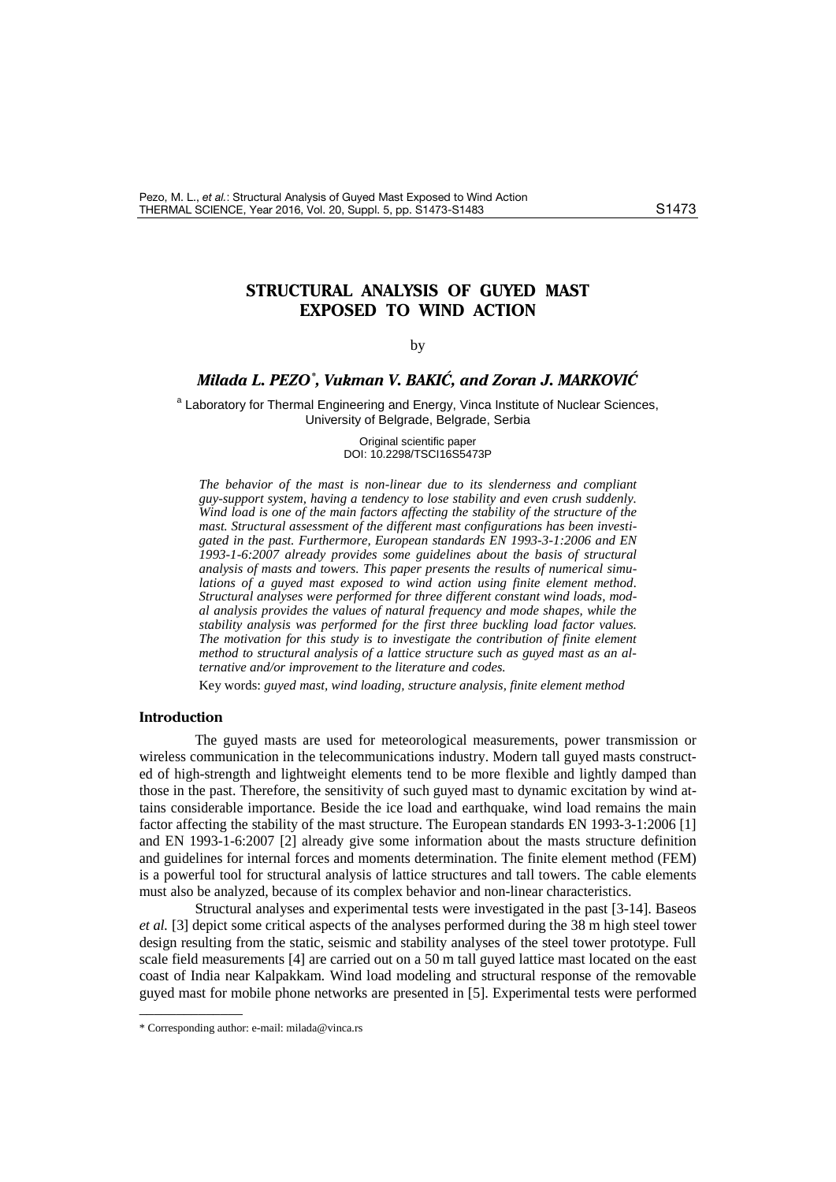# STRUCTURAL ANALYSIS OF GUYED MAST EXPOSED TO WIND ACTION

by

***Milada L. PEZO[*], Vukman V. BAKIĆ, and Zoran J. MARKOVIĆ***

[a] Laboratory for Thermal Engineering and Energy, Vinca Institute of Nuclear Sciences, University of Belgrade, Belgrade, Serbia

Original scientific paper
DOI: 10.2298/TSCI16S5473P

*The behavior of the mast is non-linear due to its slenderness and compliant guy-support system, having a tendency to lose stability and even crush suddenly. Wind load is one of the main factors affecting the stability of the structure of the mast. Structural assessment of the different mast configurations has been investigated in the past. Furthermore, European standards EN 1993-3-1:2006 and EN 1993-1-6:2007 already provides some guidelines about the basis of structural analysis of masts and towers. This paper presents the results of numerical simulations of a guyed mast exposed to wind action using finite element method. Structural analyses were performed for three different constant wind loads, modal analysis provides the values of natural frequency and mode shapes, while the stability analysis was performed for the first three buckling load factor values. The motivation for this study is to investigate the contribution of finite element method to structural analysis of a lattice structure such as guyed mast as an alternative and/or improvement to the literature and codes.*

Key words: *guyed mast, wind loading, structure analysis, finite element method*

## Introduction

The guyed masts are used for meteorological measurements, power transmission or wireless communication in the telecommunications industry. Modern tall guyed masts constructed of high-strength and lightweight elements tend to be more flexible and lightly damped than those in the past. Therefore, the sensitivity of such guyed mast to dynamic excitation by wind attains considerable importance. Beside the ice load and earthquake, wind load remains the main factor affecting the stability of the mast structure. The European standards EN 1993-3-1:2006 [1] and EN 1993-1-6:2007 [2] already give some information about the masts structure definition and guidelines for internal forces and moments determination. The finite element method (FEM) is a powerful tool for structural analysis of lattice structures and tall towers. The cable elements must also be analyzed, because of its complex behavior and non-linear characteristics.

Structural analyses and experimental tests were investigated in the past [3-14]. Baseos *et al.* [3] depict some critical aspects of the analyses performed during the 38 m high steel tower design resulting from the static, seismic and stability analyses of the steel tower prototype. Full scale field measurements [4] are carried out on a 50 m tall guyed lattice mast located on the east coast of India near Kalpakkam. Wind load modeling and structural response of the removable guyed mast for mobile phone networks are presented in [5]. Experimental tests were performed

---

* Corresponding author: e-mail: milada@vinca.rs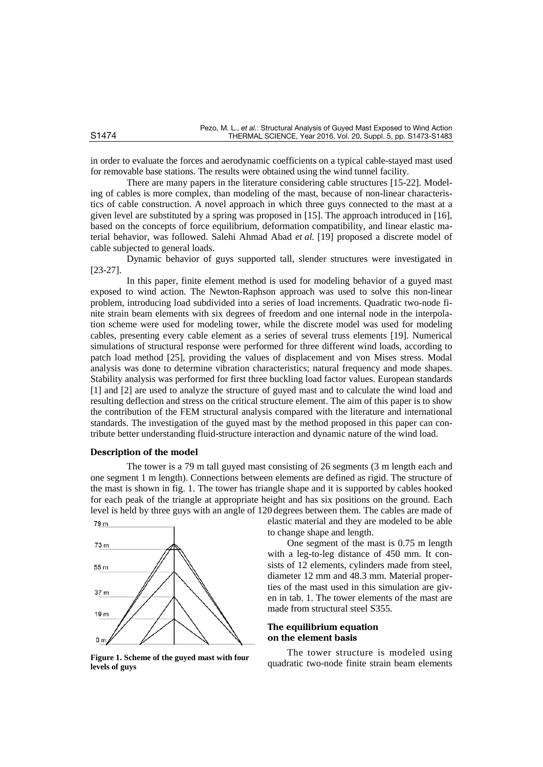in order to evaluate the forces and aerodynamic coefficients on a typical cable-stayed mast used for removable base stations. The results were obtained using the wind tunnel facility.

There are many papers in the literature considering cable structures [15-22]. Modeling of cables is more complex, than modeling of the mast, because of non-linear characteristics of cable construction. A novel approach in which three guys connected to the mast at a given level are substituted by a spring was proposed in [15]. The approach introduced in [16], based on the concepts of force equilibrium, deformation compatibility, and linear elastic material behavior, was followed. Salehi Ahmad Abad *et al.* [19] proposed a discrete model of cable subjected to general loads.

Dynamic behavior of guys supported tall, slender structures were investigated in [23-27].

In this paper, finite element method is used for modeling behavior of a guyed mast exposed to wind action. The Newton-Raphson approach was used to solve this non-linear problem, introducing load subdivided into a series of load increments. Quadratic two-node finite strain beam elements with six degrees of freedom and one internal node in the interpolation scheme were used for modeling tower, while the discrete model was used for modeling cables, presenting every cable element as a series of several truss elements [19]. Numerical simulations of structural response were performed for three different wind loads, according to patch load method [25], providing the values of displacement and von Mises stress. Modal analysis was done to determine vibration characteristics; natural frequency and mode shapes. Stability analysis was performed for first three buckling load factor values. European standards [1] and [2] are used to analyze the structure of guyed mast and to calculate the wind load and resulting deflection and stress on the critical structure element. The aim of this paper is to show the contribution of the FEM structural analysis compared with the literature and international standards. The investigation of the guyed mast by the method proposed in this paper can contribute better understanding fluid-structure interaction and dynamic nature of the wind load.

## Description of the model

The tower is a 79 m tall guyed mast consisting of 26 segments (3 m length each and one segment 1 m length). Connections between elements are defined as rigid. The structure of the mast is shown in fig. 1. The tower has triangle shape and it is supported by cables hooked for each peak of the triangle at appropriate height and has six positions on the ground. Each level is held by three guys with an angle of 120 degrees between them. The cables are made of elastic material and they are modeled to be able to change shape and length.

One segment of the mast is 0.75 m length with a leg-to-leg distance of 450 mm. It consists of 12 elements, cylinders made from steel, diameter 12 mm and 48.3 mm. Material properties of the mast used in this simulation are given in tab. 1. The tower elements of the mast are made from structural steel S355.

**Figure 1. Scheme of the guyed mast with four levels of guys**

## The equilibrium equation on the element basis

The tower structure is modeled using quadratic two-node finite strain beam elements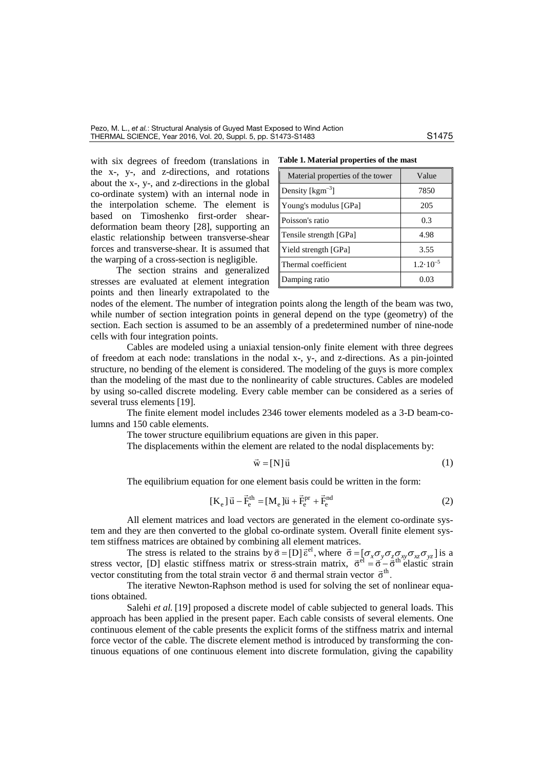with six degrees of freedom (translations in the x-, y-, and z-directions, and rotations about the x-, y-, and z-directions in the global co-ordinate system) with an internal node in the interpolation scheme. The element is based on Timoshenko first-order shear-deformation beam theory [28], supporting an elastic relationship between transverse-shear forces and transverse-shear. It is assumed that the warping of a cross-section is negligible.

**Table 1. Material properties of the mast**

| Material properties of the tower | Value |
|---|---|
| Density [kgm$^{-3}$] | 7850 |
| Young's modulus [GPa] | 205 |
| Poisson's ratio | 0.3 |
| Tensile strength [GPa] | 4.98 |
| Yield strength [GPa] | 3.55 |
| Thermal coefficient | $1.2 \cdot 10^{-5}$ |
| Damping ratio | 0.03 |

The section strains and generalized stresses are evaluated at element integration points and then linearly extrapolated to the nodes of the element. The number of integration points along the length of the beam was two, while number of section integration points in general depend on the type (geometry) of the section. Each section is assumed to be an assembly of a predetermined number of nine-node cells with four integration points.

Cables are modeled using a uniaxial tension-only finite element with three degrees of freedom at each node: translations in the nodal x-, y-, and z-directions. As a pin-jointed structure, no bending of the element is considered. The modeling of the guys is more complex than the modeling of the mast due to the nonlinearity of cable structures. Cables are modeled by using so-called discrete modeling. Every cable member can be considered as a series of several truss elements [19].

The finite element model includes 2346 tower elements modeled as a 3-D beam-columns and 150 cable elements.

The tower structure equilibrium equations are given in this paper.

The displacements within the element are related to the nodal displacements by:

$$\vec{w} = [N]\vec{u} \tag{1}$$

The equilibrium equation for one element basis could be written in the form:

$$[K_e]\vec{u} - \vec{F}_e^{th} = [M_e]\ddot{u} + \vec{F}_e^{pr} + \vec{F}_e^{nd} \tag{2}$$

All element matrices and load vectors are generated in the element co-ordinate system and they are then converted to the global co-ordinate system. Overall finite element system stiffness matrices are obtained by combining all element matrices.

The stress is related to the strains by $\vec{\sigma} = [D]\vec{\varepsilon}^{el}$, where $\vec{\sigma} = [\sigma_x \sigma_y \sigma_z \sigma_{xy} \sigma_{xz} \sigma_{yz}]$ is a stress vector, [D] elastic stiffness matrix or stress-strain matrix, $\vec{\sigma}^{el} = \vec{\sigma} - \vec{\sigma}^{th}$ elastic strain vector constituting from the total strain vector $\vec{\sigma}$ and thermal strain vector $\vec{\sigma}^{th}$.

The iterative Newton-Raphson method is used for solving the set of nonlinear equations obtained.

Salehi *et al.* [19] proposed a discrete model of cable subjected to general loads. This approach has been applied in the present paper. Each cable consists of several elements. One continuous element of the cable presents the explicit forms of the stiffness matrix and internal force vector of the cable. The discrete element method is introduced by transforming the continuous equations of one continuous element into discrete formulation, giving the capability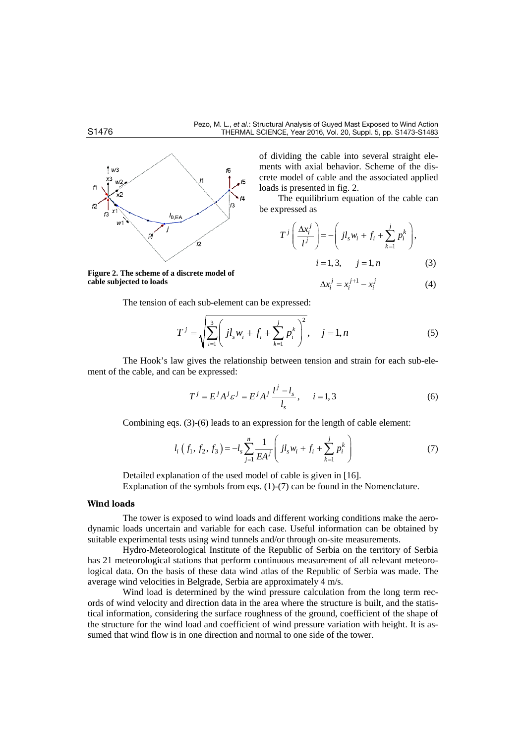of dividing the cable into several straight elements with axial behavior. Scheme of the discrete model of cable and the associated applied loads is presented in fig. 2.

Figure 2. The scheme of a discrete model of cable subjected to loads

The equilibrium equation of the cable can be expressed as

$$T^j \left( \frac{\Delta x_i^j}{l^j} \right) = -\left( j l_s w_i + f_i + \sum_{k=1}^{j} p_i^k \right), \quad i = 1, 3, \quad j = 1, n \tag{3}$$

$$\Delta x_i^j = x_i^{j+1} - x_i^j \tag{4}$$

The tension of each sub-element can be expressed:

$$T^j = \sqrt{\sum_{i=1}^{3} \left( j l_s w_i + f_i + \sum_{k=1}^{j} p_i^k \right)^2}, \quad j = 1, n \tag{5}$$

The Hook's law gives the relationship between tension and strain for each sub-element of the cable, and can be expressed:

$$T^j = E^j A^j \varepsilon^j = E^j A^j \frac{l^j - l_s}{l_s}, \quad i = 1, 3 \tag{6}$$

Combining eqs. (3)-(6) leads to an expression for the length of cable element:

$$l_i \left( f_1, f_2, f_3 \right) = -l_s \sum_{j=1}^{n} \frac{1}{EA^j} \left( j l_s w_i + f_i + \sum_{k=1}^{j} p_i^k \right) \tag{7}$$

Detailed explanation of the used model of cable is given in [16].

Explanation of the symbols from eqs. (1)-(7) can be found in the Nomenclature.

### Wind loads

The tower is exposed to wind loads and different working conditions make the aerodynamic loads uncertain and variable for each case. Useful information can be obtained by suitable experimental tests using wind tunnels and/or through on-site measurements.

Hydro-Meteorological Institute of the Republic of Serbia on the territory of Serbia has 21 meteorological stations that perform continuous measurement of all relevant meteorological data. On the basis of these data wind atlas of the Republic of Serbia was made. The average wind velocities in Belgrade, Serbia are approximately 4 m/s.

Wind load is determined by the wind pressure calculation from the long term records of wind velocity and direction data in the area where the structure is built, and the statistical information, considering the surface roughness of the ground, coefficient of the shape of the structure for the wind load and coefficient of wind pressure variation with height. It is assumed that wind flow is in one direction and normal to one side of the tower.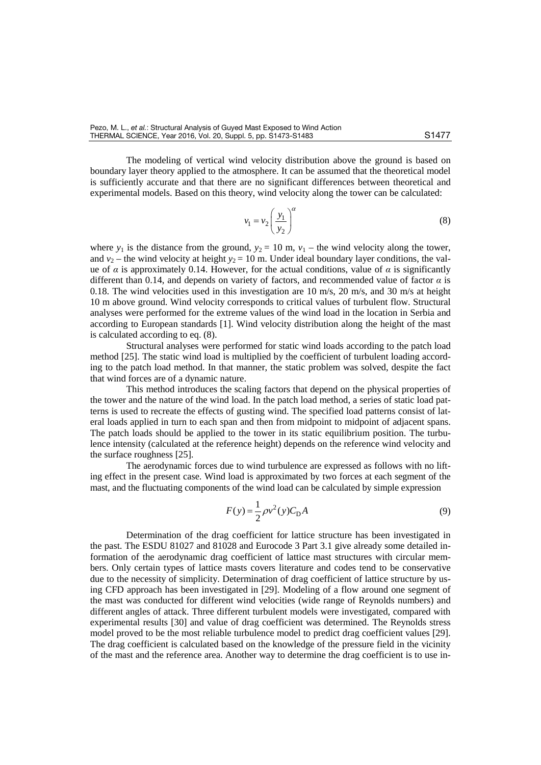The modeling of vertical wind velocity distribution above the ground is based on boundary layer theory applied to the atmosphere. It can be assumed that the theoretical model is sufficiently accurate and that there are no significant differences between theoretical and experimental models. Based on this theory, wind velocity along the tower can be calculated:

$$v_1 = v_2 \left( \frac{y_1}{y_2} \right)^{\alpha} \tag{8}$$

where $y_1$ is the distance from the ground, $y_2 = 10$ m, $v_1$ – the wind velocity along the tower, and $v_2$ – the wind velocity at height $y_2 = 10$ m. Under ideal boundary layer conditions, the value of $\alpha$ is approximately 0.14. However, for the actual conditions, value of $\alpha$ is significantly different than 0.14, and depends on variety of factors, and recommended value of factor $\alpha$ is 0.18. The wind velocities used in this investigation are 10 m/s, 20 m/s, and 30 m/s at height 10 m above ground. Wind velocity corresponds to critical values of turbulent flow. Structural analyses were performed for the extreme values of the wind load in the location in Serbia and according to European standards [1]. Wind velocity distribution along the height of the mast is calculated according to eq. (8).

Structural analyses were performed for static wind loads according to the patch load method [25]. The static wind load is multiplied by the coefficient of turbulent loading according to the patch load method. In that manner, the static problem was solved, despite the fact that wind forces are of a dynamic nature.

This method introduces the scaling factors that depend on the physical properties of the tower and the nature of the wind load. In the patch load method, a series of static load patterns is used to recreate the effects of gusting wind. The specified load patterns consist of lateral loads applied in turn to each span and then from midpoint to midpoint of adjacent spans. The patch loads should be applied to the tower in its static equilibrium position. The turbulence intensity (calculated at the reference height) depends on the reference wind velocity and the surface roughness [25].

The aerodynamic forces due to wind turbulence are expressed as follows with no lifting effect in the present case. Wind load is approximated by two forces at each segment of the mast, and the fluctuating components of the wind load can be calculated by simple expression

$$F(y) = \frac{1}{2} \rho v^2(y) C_\mathrm{D} A \tag{9}$$

Determination of the drag coefficient for lattice structure has been investigated in the past. The ESDU 81027 and 81028 and Eurocode 3 Part 3.1 give already some detailed information of the aerodynamic drag coefficient of lattice mast structures with circular members. Only certain types of lattice masts covers literature and codes tend to be conservative due to the necessity of simplicity. Determination of drag coefficient of lattice structure by using CFD approach has been investigated in [29]. Modeling of a flow around one segment of the mast was conducted for different wind velocities (wide range of Reynolds numbers) and different angles of attack. Three different turbulent models were investigated, compared with experimental results [30] and value of drag coefficient was determined. The Reynolds stress model proved to be the most reliable turbulence model to predict drag coefficient values [29]. The drag coefficient is calculated based on the knowledge of the pressure field in the vicinity of the mast and the reference area. Another way to determine the drag coefficient is to use in-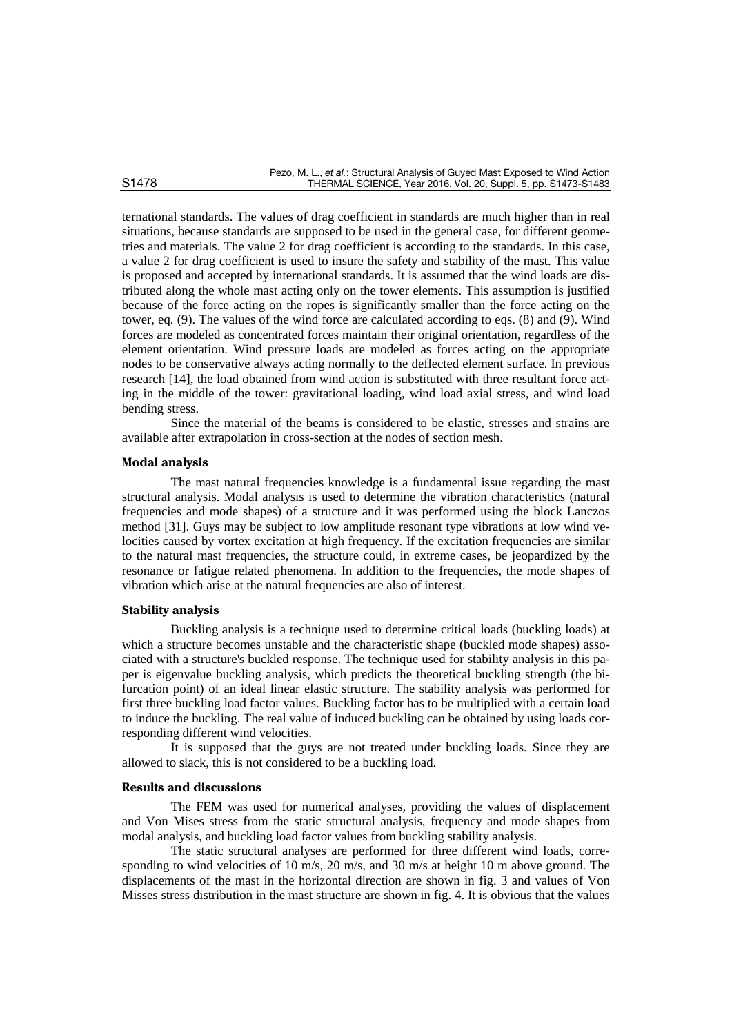ternational standards. The values of drag coefficient in standards are much higher than in real situations, because standards are supposed to be used in the general case, for different geometries and materials. The value 2 for drag coefficient is according to the standards. In this case, a value 2 for drag coefficient is used to insure the safety and stability of the mast. This value is proposed and accepted by international standards. It is assumed that the wind loads are distributed along the whole mast acting only on the tower elements. This assumption is justified because of the force acting on the ropes is significantly smaller than the force acting on the tower, eq. (9). The values of the wind force are calculated according to eqs. (8) and (9). Wind forces are modeled as concentrated forces maintain their original orientation, regardless of the element orientation. Wind pressure loads are modeled as forces acting on the appropriate nodes to be conservative always acting normally to the deflected element surface. In previous research [14], the load obtained from wind action is substituted with three resultant force acting in the middle of the tower: gravitational loading, wind load axial stress, and wind load bending stress.

Since the material of the beams is considered to be elastic, stresses and strains are available after extrapolation in cross-section at the nodes of section mesh.

### Modal analysis

The mast natural frequencies knowledge is a fundamental issue regarding the mast structural analysis. Modal analysis is used to determine the vibration characteristics (natural frequencies and mode shapes) of a structure and it was performed using the block Lanczos method [31]. Guys may be subject to low amplitude resonant type vibrations at low wind velocities caused by vortex excitation at high frequency. If the excitation frequencies are similar to the natural mast frequencies, the structure could, in extreme cases, be jeopardized by the resonance or fatigue related phenomena. In addition to the frequencies, the mode shapes of vibration which arise at the natural frequencies are also of interest.

### Stability analysis

Buckling analysis is a technique used to determine critical loads (buckling loads) at which a structure becomes unstable and the characteristic shape (buckled mode shapes) associated with a structure's buckled response. The technique used for stability analysis in this paper is eigenvalue buckling analysis, which predicts the theoretical buckling strength (the bifurcation point) of an ideal linear elastic structure. The stability analysis was performed for first three buckling load factor values. Buckling factor has to be multiplied with a certain load to induce the buckling. The real value of induced buckling can be obtained by using loads corresponding different wind velocities.

It is supposed that the guys are not treated under buckling loads. Since they are allowed to slack, this is not considered to be a buckling load.

### Results and discussions

The FEM was used for numerical analyses, providing the values of displacement and Von Mises stress from the static structural analysis, frequency and mode shapes from modal analysis, and buckling load factor values from buckling stability analysis.

The static structural analyses are performed for three different wind loads, corresponding to wind velocities of 10 m/s, 20 m/s, and 30 m/s at height 10 m above ground. The displacements of the mast in the horizontal direction are shown in fig. 3 and values of Von Misses stress distribution in the mast structure are shown in fig. 4. It is obvious that the values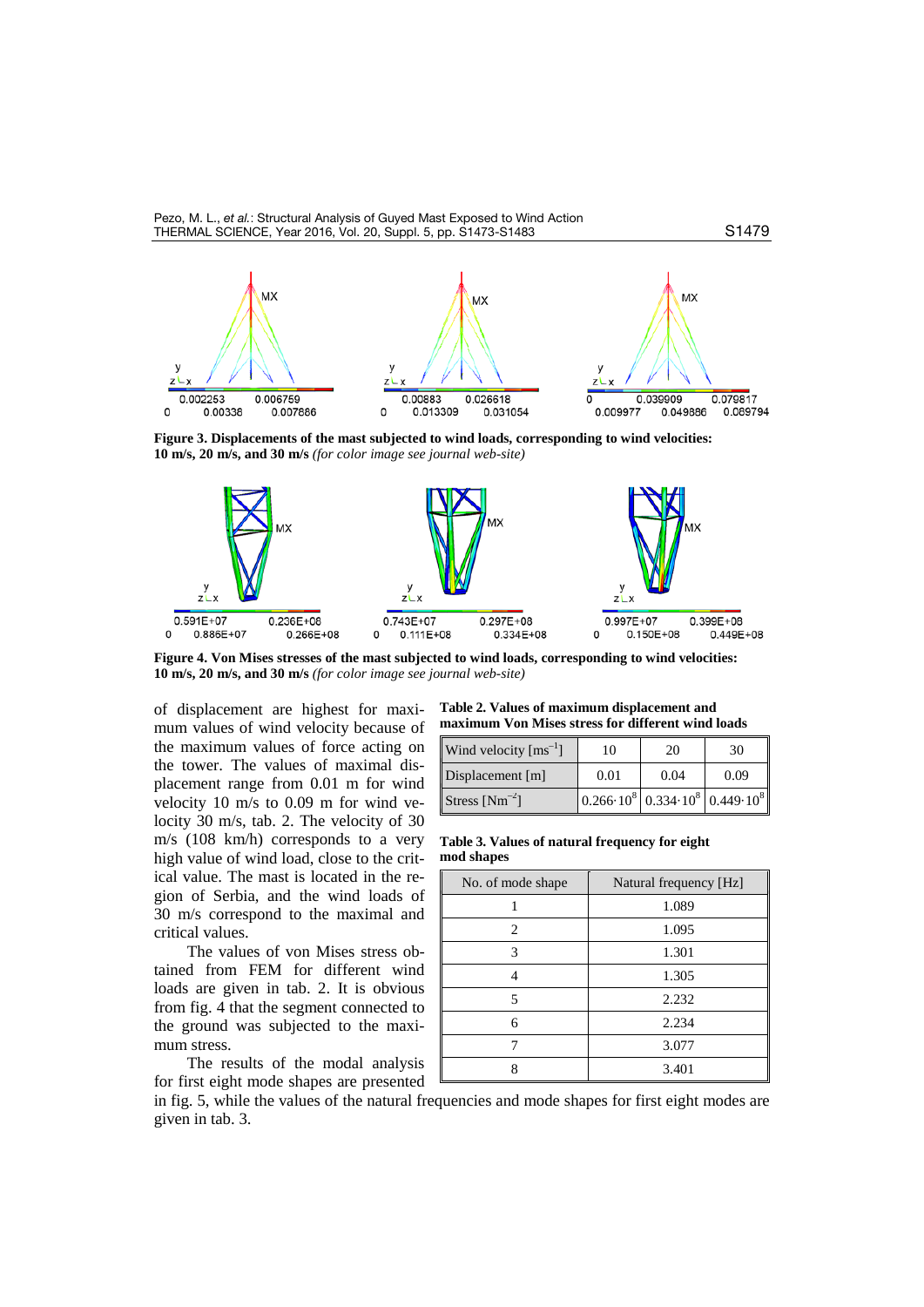**Figure 3. Displacements of the mast subjected to wind loads, corresponding to wind velocities: 10 m/s, 20 m/s, and 30 m/s** *(for color image see journal web-site)*

**Figure 4. Von Mises stresses of the mast subjected to wind loads, corresponding to wind velocities: 10 m/s, 20 m/s, and 30 m/s** *(for color image see journal web-site)*

of displacement are highest for maximum values of wind velocity because of the maximum values of force acting on the tower. The values of maximal displacement range from 0.01 m for wind velocity 10 m/s to 0.09 m for wind velocity 30 m/s, tab. 2. The velocity of 30 m/s (108 km/h) corresponds to a very high value of wind load, close to the critical value. The mast is located in the region of Serbia, and the wind loads of 30 m/s correspond to the maximal and critical values.

The values of von Mises stress obtained from FEM for different wind loads are given in tab. 2. It is obvious from fig. 4 that the segment connected to the ground was subjected to the maximum stress.

The results of the modal analysis for first eight mode shapes are presented in fig. 5, while the values of the natural frequencies and mode shapes for first eight modes are given in tab. 3.

**Table 2. Values of maximum displacement and maximum Von Mises stress for different wind loads**

| Wind velocity [$ms^{-1}$] | 10 | 20 | 30 |
|---|---|---|---|
| Displacement [m] | 0.01 | 0.04 | 0.09 |
| Stress [$Nm^{-2}$] | $0.266 \cdot 10^8$ | $0.334 \cdot 10^8$ | $0.449 \cdot 10^8$ |

**Table 3. Values of natural frequency for eight mod shapes**

| No. of mode shape | Natural frequency [Hz] |
|---|---|
| 1 | 1.089 |
| 2 | 1.095 |
| 3 | 1.301 |
| 4 | 1.305 |
| 5 | 2.232 |
| 6 | 2.234 |
| 7 | 3.077 |
| 8 | 3.401 |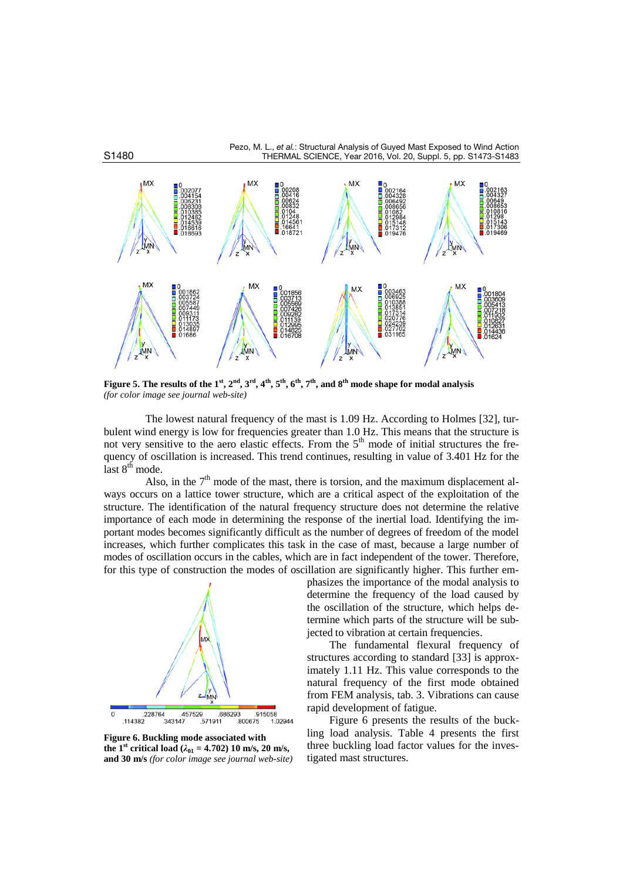**Figure 5. The results of the 1st, 2nd, 3rd, 4th, 5th, 6th, 7th, and 8th mode shape for modal analysis** *(for color image see journal web-site)*

The lowest natural frequency of the mast is 1.09 Hz. According to Holmes [32], turbulent wind energy is low for frequencies greater than 1.0 Hz. This means that the structure is not very sensitive to the aero elastic effects. From the 5th mode of initial structures the frequency of oscillation is increased. This trend continues, resulting in value of 3.401 Hz for the last 8th mode.

Also, in the 7th mode of the mast, there is torsion, and the maximum displacement always occurs on a lattice tower structure, which are a critical aspect of the exploitation of the structure. The identification of the natural frequency structure does not determine the relative importance of each mode in determining the response of the inertial load. Identifying the important modes becomes significantly difficult as the number of degrees of freedom of the model increases, which further complicates this task in the case of mast, because a large number of modes of oscillation occurs in the cables, which are in fact independent of the tower. Therefore, for this type of construction the modes of oscillation are significantly higher. This further emphasizes the importance of the modal analysis to determine the frequency of the load caused by the oscillation of the structure, which helps determine which parts of the structure will be subjected to vibration at certain frequencies.

The fundamental flexural frequency of structures according to standard [33] is approximately 1.11 Hz. This value corresponds to the natural frequency of the first mode obtained from FEM analysis, tab. 3. Vibrations can cause rapid development of fatigue.

Figure 6 presents the results of the buckling load analysis. Table 4 presents the first three buckling load factor values for the investigated mast structures.

**Figure 6. Buckling mode associated with the 1st critical load ($\lambda_{01}$ = 4.702) 10 m/s, 20 m/s, and 30 m/s** *(for color image see journal web-site)*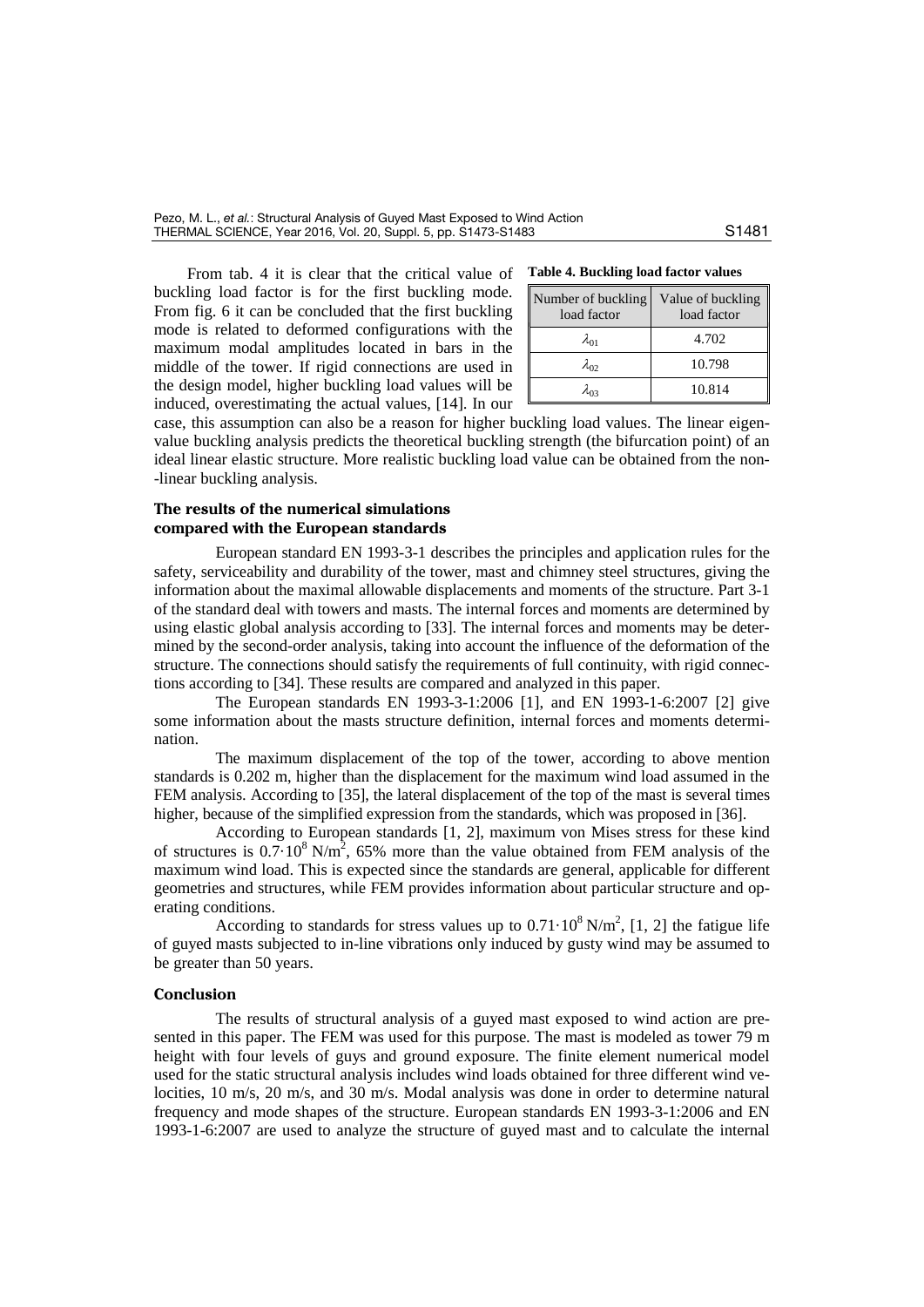From tab. 4 it is clear that the critical value of buckling load factor is for the first buckling mode. From fig. 6 it can be concluded that the first buckling mode is related to deformed configurations with the maximum modal amplitudes located in bars in the middle of the tower. If rigid connections are used in the design model, higher buckling load values will be induced, overestimating the actual values, [14]. In our case, this assumption can also be a reason for higher buckling load values. The linear eigen-value buckling analysis predicts the theoretical buckling strength (the bifurcation point) of an ideal linear elastic structure. More realistic buckling load value can be obtained from the non-linear buckling analysis.

**Table 4. Buckling load factor values**

| Number of buckling load factor | Value of buckling load factor |
|---|---|
| $\lambda_{01}$ | 4.702 |
| $\lambda_{02}$ | 10.798 |
| $\lambda_{03}$ | 10.814 |

## The results of the numerical simulations compared with the European standards

European standard EN 1993-3-1 describes the principles and application rules for the safety, serviceability and durability of the tower, mast and chimney steel structures, giving the information about the maximal allowable displacements and moments of the structure. Part 3-1 of the standard deal with towers and masts. The internal forces and moments are determined by using elastic global analysis according to [33]. The internal forces and moments may be determined by the second-order analysis, taking into account the influence of the deformation of the structure. The connections should satisfy the requirements of full continuity, with rigid connections according to [34]. These results are compared and analyzed in this paper.

The European standards EN 1993-3-1:2006 [1], and EN 1993-1-6:2007 [2] give some information about the masts structure definition, internal forces and moments determination.

The maximum displacement of the top of the tower, according to above mention standards is 0.202 m, higher than the displacement for the maximum wind load assumed in the FEM analysis. According to [35], the lateral displacement of the top of the mast is several times higher, because of the simplified expression from the standards, which was proposed in [36].

According to European standards [1, 2], maximum von Mises stress for these kind of structures is $0.7 \cdot 10^8$ N/m$^2$, 65% more than the value obtained from FEM analysis of the maximum wind load. This is expected since the standards are general, applicable for different geometries and structures, while FEM provides information about particular structure and operating conditions.

According to standards for stress values up to $0.71 \cdot 10^8$ N/m$^2$, [1, 2] the fatigue life of guyed masts subjected to in-line vibrations only induced by gusty wind may be assumed to be greater than 50 years.

## Conclusion

The results of structural analysis of a guyed mast exposed to wind action are presented in this paper. The FEM was used for this purpose. The mast is modeled as tower 79 m height with four levels of guys and ground exposure. The finite element numerical model used for the static structural analysis includes wind loads obtained for three different wind velocities, 10 m/s, 20 m/s, and 30 m/s. Modal analysis was done in order to determine natural frequency and mode shapes of the structure. European standards EN 1993-3-1:2006 and EN 1993-1-6:2007 are used to analyze the structure of guyed mast and to calculate the internal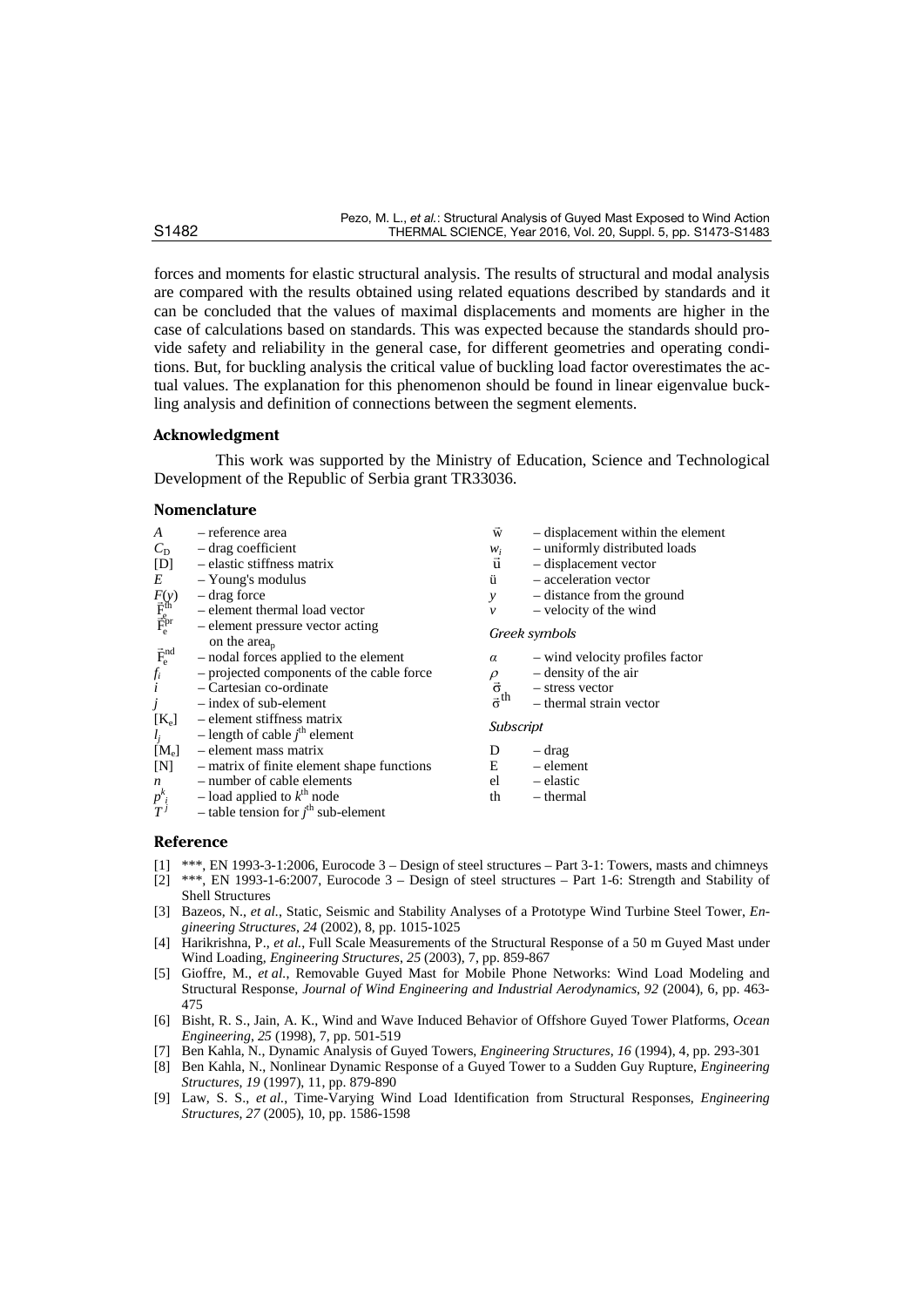forces and moments for elastic structural analysis. The results of structural and modal analysis are compared with the results obtained using related equations described by standards and it can be concluded that the values of maximal displacements and moments are higher in the case of calculations based on standards. This was expected because the standards should provide safety and reliability in the general case, for different geometries and operating conditions. But, for buckling analysis the critical value of buckling load factor overestimates the actual values. The explanation for this phenomenon should be found in linear eigenvalue buckling analysis and definition of connections between the segment elements.

### Acknowledgment

This work was supported by the Ministry of Education, Science and Technological Development of the Republic of Serbia grant TR33036.

### Nomenclature

$A$ – reference area
$C_D$ – drag coefficient
[D] – elastic stiffness matrix
$E$ – Young's modulus
$F(y)$ – drag force
$\vec{F}_e^{th}$ – element thermal load vector
$\vec{F}_e^{pr}$ – element pressure vector acting on the area$_p$
$\vec{F}_e^{nd}$ – nodal forces applied to the element
$f_i$ – projected components of the cable force
$i$ – Cartesian co-ordinate
$j$ – index of sub-element
[$K_e$] – element stiffness matrix
$l_j$ – length of cable $j^{th}$ element
[$M_e$] – element mass matrix
[N] – matrix of finite element shape functions
$n$ – number of cable elements
$p_i^k$ – load applied to $k^{th}$ node
$T^j$ – table tension for $j^{th}$ sub-element
$\vec{w}$ – displacement within the element
$w_i$ – uniformly distributed loads
$\vec{u}$ – displacement vector
$\ddot{u}$ – acceleration vector
$y$ – distance from the ground
$v$ – velocity of the wind

*Greek symbols*

$\alpha$ – wind velocity profiles factor
$\rho$ – density of the air
$\vec{\sigma}$ – stress vector
$\vec{\sigma}^{th}$ – thermal strain vector

*Subscript*

D – drag
E – element
el – elastic
th – thermal

### Reference

[1] ***, EN 1993-3-1:2006, Eurocode 3 – Design of steel structures – Part 3-1: Towers, masts and chimneys
[2] ***, EN 1993-1-6:2007, Eurocode 3 – Design of steel structures – Part 1-6: Strength and Stability of Shell Structures
[3] Bazeos, N., *et al.*, Static, Seismic and Stability Analyses of a Prototype Wind Turbine Steel Tower, *Engineering Structures, 24* (2002), 8, pp. 1015-1025
[4] Harikrishna, P., *et al.*, Full Scale Measurements of the Structural Response of a 50 m Guyed Mast under Wind Loading, *Engineering Structures, 25* (2003), 7, pp. 859-867
[5] Gioffre, M., *et al.*, Removable Guyed Mast for Mobile Phone Networks: Wind Load Modeling and Structural Response, *Journal of Wind Engineering and Industrial Aerodynamics, 92* (2004), 6, pp. 463-475
[6] Bisht, R. S., Jain, A. K., Wind and Wave Induced Behavior of Offshore Guyed Tower Platforms, *Ocean Engineering, 25* (1998), 7, pp. 501-519
[7] Ben Kahla, N., Dynamic Analysis of Guyed Towers, *Engineering Structures, 16* (1994), 4, pp. 293-301
[8] Ben Kahla, N., Nonlinear Dynamic Response of a Guyed Tower to a Sudden Guy Rupture, *Engineering Structures, 19* (1997), 11, pp. 879-890
[9] Law, S. S., *et al.*, Time-Varying Wind Load Identification from Structural Responses, *Engineering Structures, 27* (2005), 10, pp. 1586-1598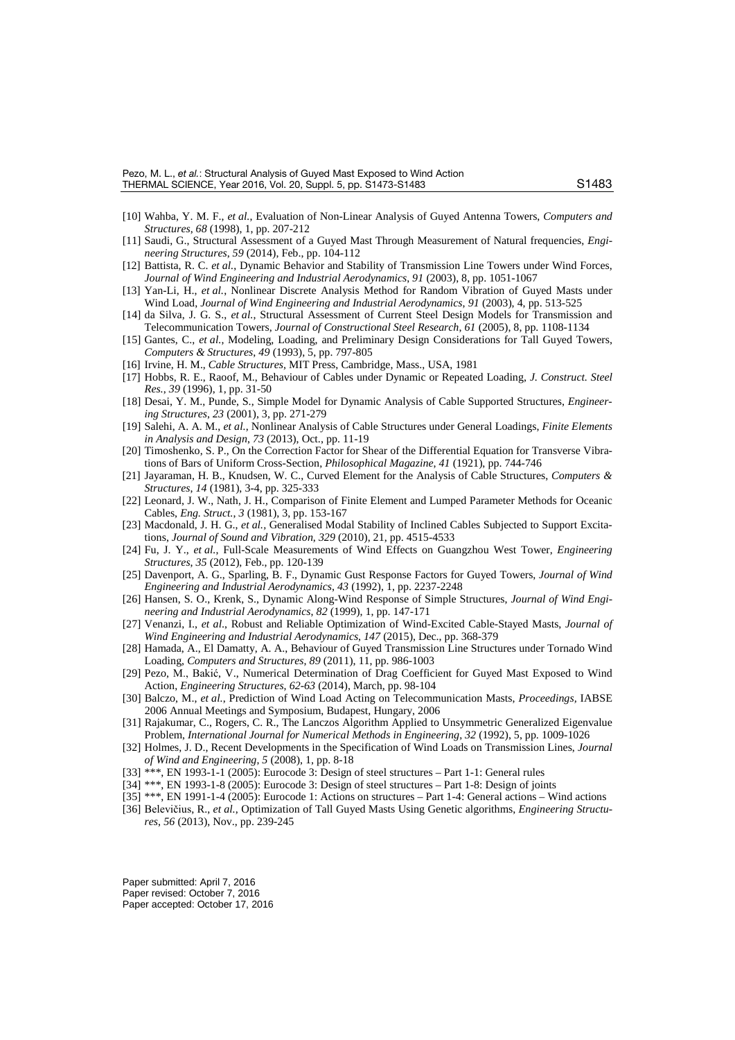[10] Wahba, Y. M. F., *et al.*, Evaluation of Non-Linear Analysis of Guyed Antenna Towers, *Computers and Structures*, *68* (1998), 1, pp. 207-212

[11] Saudi, G., Structural Assessment of a Guyed Mast Through Measurement of Natural frequencies, *Engineering Structures*, *59* (2014), Feb., pp. 104-112

[12] Battista, R. C. *et al.*, Dynamic Behavior and Stability of Transmission Line Towers under Wind Forces, *Journal of Wind Engineering and Industrial Aerodynamics*, *91* (2003), 8, pp. 1051-1067

[13] Yan-Li, H., *et al.*, Nonlinear Discrete Analysis Method for Random Vibration of Guyed Masts under Wind Load, *Journal of Wind Engineering and Industrial Aerodynamics*, *91* (2003), 4, pp. 513-525

[14] da Silva, J. G. S., *et al.*, Structural Assessment of Current Steel Design Models for Transmission and Telecommunication Towers, *Journal of Constructional Steel Research*, *61* (2005), 8, pp. 1108-1134

[15] Gantes, C., *et al.*, Modeling, Loading, and Preliminary Design Considerations for Tall Guyed Towers, *Computers & Structures*, *49* (1993), 5, pp. 797-805

[16] Irvine, H. M., *Cable Structures*, MIT Press, Cambridge, Mass., USA, 1981

[17] Hobbs, R. E., Raoof, M., Behaviour of Cables under Dynamic or Repeated Loading, *J. Construct. Steel Res.*, *39* (1996), 1, pp. 31-50

[18] Desai, Y. M., Punde, S., Simple Model for Dynamic Analysis of Cable Supported Structures, *Engineering Structures*, *23* (2001), 3, pp. 271-279

[19] Salehi, A. A. M., *et al.*, Nonlinear Analysis of Cable Structures under General Loadings, *Finite Elements in Analysis and Design*, *73* (2013), Oct., pp. 11-19

[20] Timoshenko, S. P., On the Correction Factor for Shear of the Differential Equation for Transverse Vibrations of Bars of Uniform Cross-Section, *Philosophical Magazine*, *41* (1921), pp. 744-746

[21] Jayaraman, H. B., Knudsen, W. C., Curved Element for the Analysis of Cable Structures, *Computers & Structures*, *14* (1981), 3-4, pp. 325-333

[22] Leonard, J. W., Nath, J. H., Comparison of Finite Element and Lumped Parameter Methods for Oceanic Cables, *Eng. Struct.*, *3* (1981), 3, pp. 153-167

[23] Macdonald, J. H. G., *et al.*, Generalised Modal Stability of Inclined Cables Subjected to Support Excitations, *Journal of Sound and Vibration*, *329* (2010), 21, pp. 4515-4533

[24] Fu, J. Y., *et al.*, Full-Scale Measurements of Wind Effects on Guangzhou West Tower, *Engineering Structures*, *35* (2012), Feb., pp. 120-139

[25] Davenport, A. G., Sparling, B. F., Dynamic Gust Response Factors for Guyed Towers, *Journal of Wind Engineering and Industrial Aerodynamics*, *43* (1992), 1, pp. 2237-2248

[26] Hansen, S. O., Krenk, S., Dynamic Along-Wind Response of Simple Structures, *Journal of Wind Engineering and Industrial Aerodynamics*, *82* (1999), 1, pp. 147-171

[27] Venanzi, I., *et al.*, Robust and Reliable Optimization of Wind-Excited Cable-Stayed Masts, *Journal of Wind Engineering and Industrial Aerodynamics*, *147* (2015), Dec., pp. 368-379

[28] Hamada, A., El Damatty, A. A., Behaviour of Guyed Transmission Line Structures under Tornado Wind Loading, *Computers and Structures*, *89* (2011), 11, pp. 986-1003

[29] Pezo, M., Bakić, V., Numerical Determination of Drag Coefficient for Guyed Mast Exposed to Wind Action, *Engineering Structures*, *62-63* (2014), March, pp. 98-104

[30] Balczo, M., *et al.*, Prediction of Wind Load Acting on Telecommunication Masts, *Proceedings*, IABSE 2006 Annual Meetings and Symposium, Budapest, Hungary, 2006

[31] Rajakumar, C., Rogers, C. R., The Lanczos Algorithm Applied to Unsymmetric Generalized Eigenvalue Problem, *International Journal for Numerical Methods in Engineering*, *32* (1992), 5, pp. 1009-1026

[32] Holmes, J. D., Recent Developments in the Specification of Wind Loads on Transmission Lines, *Journal of Wind and Engineering*, *5* (2008), 1, pp. 8-18

[33] ***, EN 1993-1-1 (2005): Eurocode 3: Design of steel structures – Part 1-1: General rules

[34] ***, EN 1993-1-8 (2005): Eurocode 3: Design of steel structures – Part 1-8: Design of joints

[35] ***, EN 1991-1-4 (2005): Eurocode 1: Actions on structures – Part 1-4: General actions – Wind actions

[36] Belevičius, R., *et al.*, Optimization of Tall Guyed Masts Using Genetic algorithms, *Engineering Structures*, *56* (2013), Nov., pp. 239-245

Paper submitted: April 7, 2016
Paper revised: October 7, 2016
Paper accepted: October 17, 2016